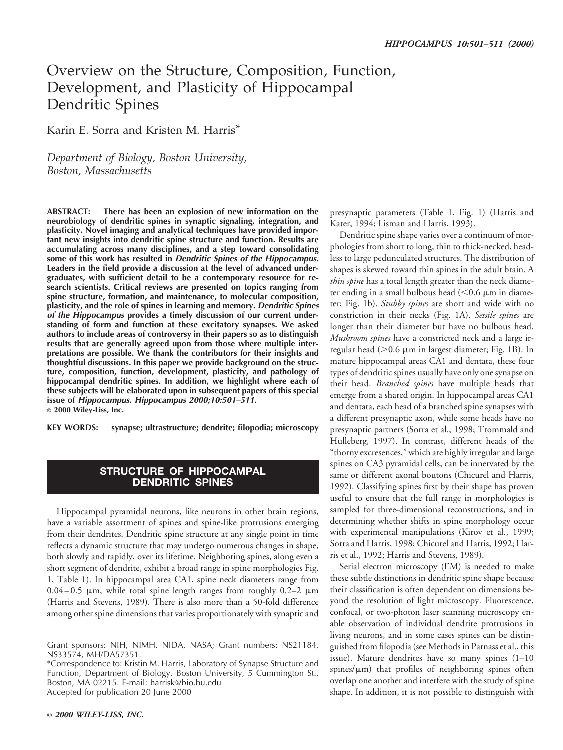# Overview on the Structure, Composition, Function, Development, and Plasticity of Hippocampal Dendritic Spines

Karin E. Sorra and Kristen M. Harris*

*Department of Biology, Boston University, Boston, Massachusetts*

**ABSTRACT: There has been an explosion of new information on the neurobiology of dendritic spines in synaptic signaling, integration, and plasticity. Novel imaging and analytical techniques have provided important new insights into dendritic spine structure and function. Results are accumulating across many disciplines, and a step toward consolidating some of this work has resulted in *Dendritic Spines of the Hippocampus.* Leaders in the field provide a discussion at the level of advanced undergraduates, with sufficient detail to be a contemporary resource for research scientists. Critical reviews are presented on topics ranging from spine structure, formation, and maintenance, to molecular composition, plasticity, and the role of spines in learning and memory. *Dendritic Spines of the Hippocampus* provides a timely discussion of our current understanding of form and function at these excitatory synapses. We asked authors to include areas of controversy in their papers so as to distinguish results that are generally agreed upon from those where multiple interpretations are possible. We thank the contributors for their insights and thoughtful discussions. In this paper we provide background on the structure, composition, function, development, plasticity, and pathology of hippocampal dendritic spines. In addition, we highlight where each of these subjects will be elaborated upon in subsequent papers of this special issue of *Hippocampus. Hippocampus 2000;10:501–511.***
© **2000 Wiley-Liss, Inc.**

**KEY WORDS:** synapse; ultrastructure; dendrite; filopodia; microscopy

## STRUCTURE OF HIPPOCAMPAL DENDRITIC SPINES

Hippocampal pyramidal neurons, like neurons in other brain regions, have a variable assortment of spines and spine-like protrusions emerging from their dendrites. Dendritic spine structure at any single point in time reflects a dynamic structure that may undergo numerous changes in shape, both slowly and rapidly, over its lifetime. Neighboring spines, along even a short segment of dendrite, exhibit a broad range in spine morphologies Fig. 1, Table 1). In hippocampal area CA1, spine neck diameters range from 0.04–0.5 μm, while total spine length ranges from roughly 0.2–2 μm (Harris and Stevens, 1989). There is also more than a 50-fold difference among other spine dimensions that varies proportionately with synaptic and presynaptic parameters (Table 1, Fig. 1) (Harris and Kater, 1994; Lisman and Harris, 1993).

Dendritic spine shape varies over a continuum of morphologies from short to long, thin to thick-necked, headless to large pedunculated structures. The distribution of shapes is skewed toward thin spines in the adult brain. A *thin spine* has a total length greater than the neck diameter ending in a small bulbous head (<0.6 μm in diameter; Fig. 1b). *Stubby spines* are short and wide with no constriction in their necks (Fig. 1A). *Sessile spines* are longer than their diameter but have no bulbous head. *Mushroom spines* have a constricted neck and a large irregular head (>0.6 μm in largest diameter; Fig. 1B). In mature hippocampal areas CA1 and dentata, these four types of dendritic spines usually have only one synapse on their head. *Branched spines* have multiple heads that emerge from a shared origin. In hippocampal areas CA1 and dentata, each head of a branched spine synapses with a different presynaptic axon, while some heads have no presynaptic partners (Sorra et al., 1998; Trommald and Hulleberg, 1997). In contrast, different heads of the "thorny excresences," which are highly irregular and large spines on CA3 pyramidal cells, can be innervated by the same or different axonal boutons (Chicurel and Harris, 1992). Classifying spines first by their shape has proven useful to ensure that the full range in morphologies is sampled for three-dimensional reconstructions, and in determining whether shifts in spine morphology occur with experimental manipulations (Kirov et al., 1999; Sorra and Harris, 1998; Chicurel and Harris, 1992; Harris et al., 1992; Harris and Stevens, 1989).

Serial electron microscopy (EM) is needed to make these subtle distinctions in dendritic spine shape because their classification is often dependent on dimensions beyond the resolution of light microscopy. Fluorescence, confocal, or two-photon laser scanning microscopy enable observation of individual dendrite protrusions in living neurons, and in some cases spines can be distinguished from filopodia (see Methods in Parnass et al., this issue). Mature dendrites have so many spines (1–10 spines/μm) that profiles of neighboring spines often overlap one another and interfere with the study of spine shape. In addition, it is not possible to distinguish with

Grant sponsors: NIH, NIMH, NIDA, NASA; Grant numbers: NS21184, NS33574, MH/DA57351.
*Correspondence to: Kristin M. Harris, Laboratory of Synapse Structure and Function, Department of Biology, Boston University, 5 Cummington St., Boston, MA 02215. E-mail: harrisk@bio.bu.edu
Accepted for publication 20 June 2000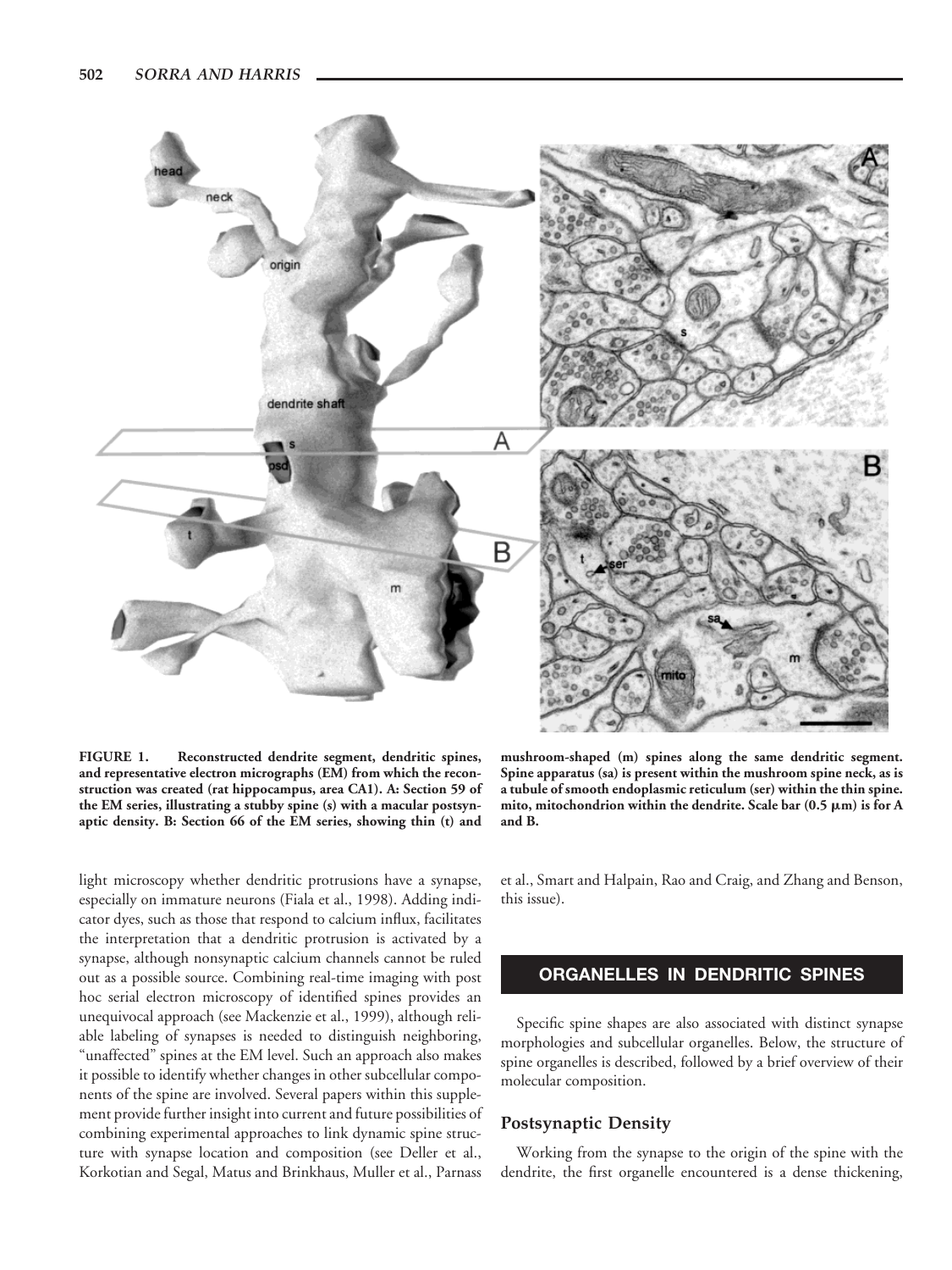FIGURE 1. Reconstructed dendrite segment, dendritic spines, and representative electron micrographs (EM) from which the reconstruction was created (rat hippocampus, area CA1). A: Section 59 of the EM series, illustrating a stubby spine (s) with a macular postsynaptic density. B: Section 66 of the EM series, showing thin (t) and mushroom-shaped (m) spines along the same dendritic segment. Spine apparatus (sa) is present within the mushroom spine neck, as is a tubule of smooth endoplasmic reticulum (ser) within the thin spine. mito, mitochondrion within the dendrite. Scale bar (0.5 μm) is for A and B.

light microscopy whether dendritic protrusions have a synapse, especially on immature neurons (Fiala et al., 1998). Adding indicator dyes, such as those that respond to calcium influx, facilitates the interpretation that a dendritic protrusion is activated by a synapse, although nonsynaptic calcium channels cannot be ruled out as a possible source. Combining real-time imaging with post hoc serial electron microscopy of identified spines provides an unequivocal approach (see Mackenzie et al., 1999), although reliable labeling of synapses is needed to distinguish neighboring, "unaffected" spines at the EM level. Such an approach also makes it possible to identify whether changes in other subcellular components of the spine are involved. Several papers within this supplement provide further insight into current and future possibilities of combining experimental approaches to link dynamic spine structure with synapse location and composition (see Deller et al., Korkotian and Segal, Matus and Brinkhaus, Muller et al., Parnass et al., Smart and Halpain, Rao and Craig, and Zhang and Benson, this issue).

## ORGANELLES IN DENDRITIC SPINES

Specific spine shapes are also associated with distinct synapse morphologies and subcellular organelles. Below, the structure of spine organelles is described, followed by a brief overview of their molecular composition.

### Postsynaptic Density

Working from the synapse to the origin of the spine with the dendrite, the first organelle encountered is a dense thickening,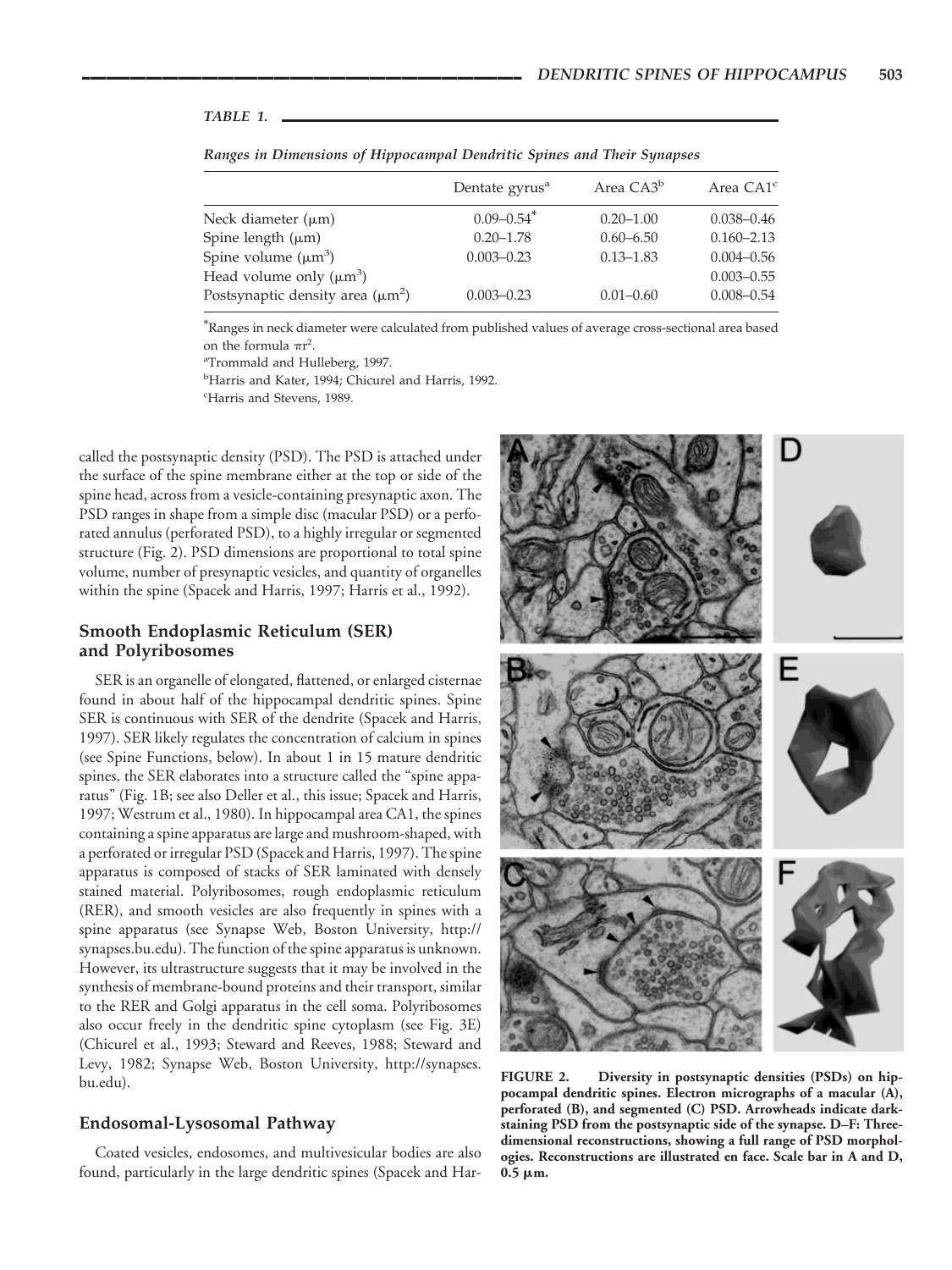*TABLE 1.*

***Ranges in Dimensions of Hippocampal Dendritic Spines and Their Synapses***

| | Dentate gyrus[a] | Area CA3[b] | Area CA1[c] |
|---|---|---|---|
| Neck diameter (μm) | 0.09–0.54* | 0.20–1.00 | 0.038–0.46 |
| Spine length (μm) | 0.20–1.78 | 0.60–6.50 | 0.160–2.13 |
| Spine volume ($\mu m^3$) | 0.003–0.23 | 0.13–1.83 | 0.004–0.56 |
| Head volume only ($\mu m^3$) | | | 0.003–0.55 |
| Postsynaptic density area ($\mu m^2$) | 0.003–0.23 | 0.01–0.60 | 0.008–0.54 |

*Ranges in neck diameter were calculated from published values of average cross-sectional area based on the formula $\pi r^2$.

[a]Trommald and Hulleberg, 1997.

[b]Harris and Kater, 1994; Chicurel and Harris, 1992.

[c]Harris and Stevens, 1989.

called the postsynaptic density (PSD). The PSD is attached under the surface of the spine membrane either at the top or side of the spine head, across from a vesicle-containing presynaptic axon. The PSD ranges in shape from a simple disc (macular PSD) or a perforated annulus (perforated PSD), to a highly irregular or segmented structure (Fig. 2). PSD dimensions are proportional to total spine volume, number of presynaptic vesicles, and quantity of organelles within the spine (Spacek and Harris, 1997; Harris et al., 1992).

## Smooth Endoplasmic Reticulum (SER) and Polyribosomes

SER is an organelle of elongated, flattened, or enlarged cisternae found in about half of the hippocampal dendritic spines. Spine SER is continuous with SER of the dendrite (Spacek and Harris, 1997). SER likely regulates the concentration of calcium in spines (see Spine Functions, below). In about 1 in 15 mature dendritic spines, the SER elaborates into a structure called the "spine apparatus" (Fig. 1B; see also Deller et al., this issue; Spacek and Harris, 1997; Westrum et al., 1980). In hippocampal area CA1, the spines containing a spine apparatus are large and mushroom-shaped, with a perforated or irregular PSD (Spacek and Harris, 1997). The spine apparatus is composed of stacks of SER laminated with densely stained material. Polyribosomes, rough endoplasmic reticulum (RER), and smooth vesicles are also frequently in spines with a spine apparatus (see Synapse Web, Boston University, http://synapses.bu.edu). The function of the spine apparatus is unknown. However, its ultrastructure suggests that it may be involved in the synthesis of membrane-bound proteins and their transport, similar to the RER and Golgi apparatus in the cell soma. Polyribosomes also occur freely in the dendritic spine cytoplasm (see Fig. 3E) (Chicurel et al., 1993; Steward and Reeves, 1988; Steward and Levy, 1982; Synapse Web, Boston University, http://synapses.bu.edu).

**FIGURE 2. Diversity in postsynaptic densities (PSDs) on hippocampal dendritic spines. Electron micrographs of a macular (A), perforated (B), and segmented (C) PSD. Arrowheads indicate dark-staining PSD from the postsynaptic side of the synapse. D–F: Three-dimensional reconstructions, showing a full range of PSD morphologies. Reconstructions are illustrated en face. Scale bar in A and D, 0.5 μm.**

## Endosomal-Lysosomal Pathway

Coated vesicles, endosomes, and multivesicular bodies are also found, particularly in the large dendritic spines (Spacek and Har-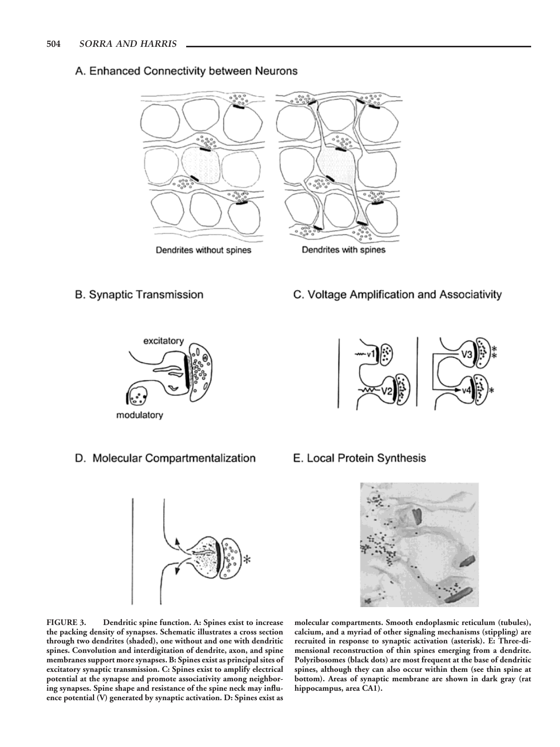A. Enhanced Connectivity between Neurons

Dendrites without spines

Dendrites with spines

B. Synaptic Transmission

excitatory

modulatory

C. Voltage Amplification and Associativity

D. Molecular Compartmentalization

E. Local Protein Synthesis

**FIGURE 3. Dendritic spine function. A: Spines exist to increase the packing density of synapses. Schematic illustrates a cross section through two dendrites (shaded), one without and one with dendritic spines. Convolution and interdigitation of dendrite, axon, and spine membranes support more synapses. B: Spines exist as principal sites of excitatory synaptic transmission. C: Spines exist to amplify electrical potential at the synapse and promote associativity among neighboring synapses. Spine shape and resistance of the spine neck may influence potential (V) generated by synaptic activation. D: Spines exist as molecular compartments. Smooth endoplasmic reticulum (tubules), calcium, and a myriad of other signaling mechanisms (stippling) are recruited in response to synaptic activation (asterisk). E: Three-dimensional reconstruction of thin spines emerging from a dendrite. Polyribosomes (black dots) are most frequent at the base of dendritic spines, although they can also occur within them (see thin spine at bottom). Areas of synaptic membrane are shown in dark gray (rat hippocampus, area CA1).**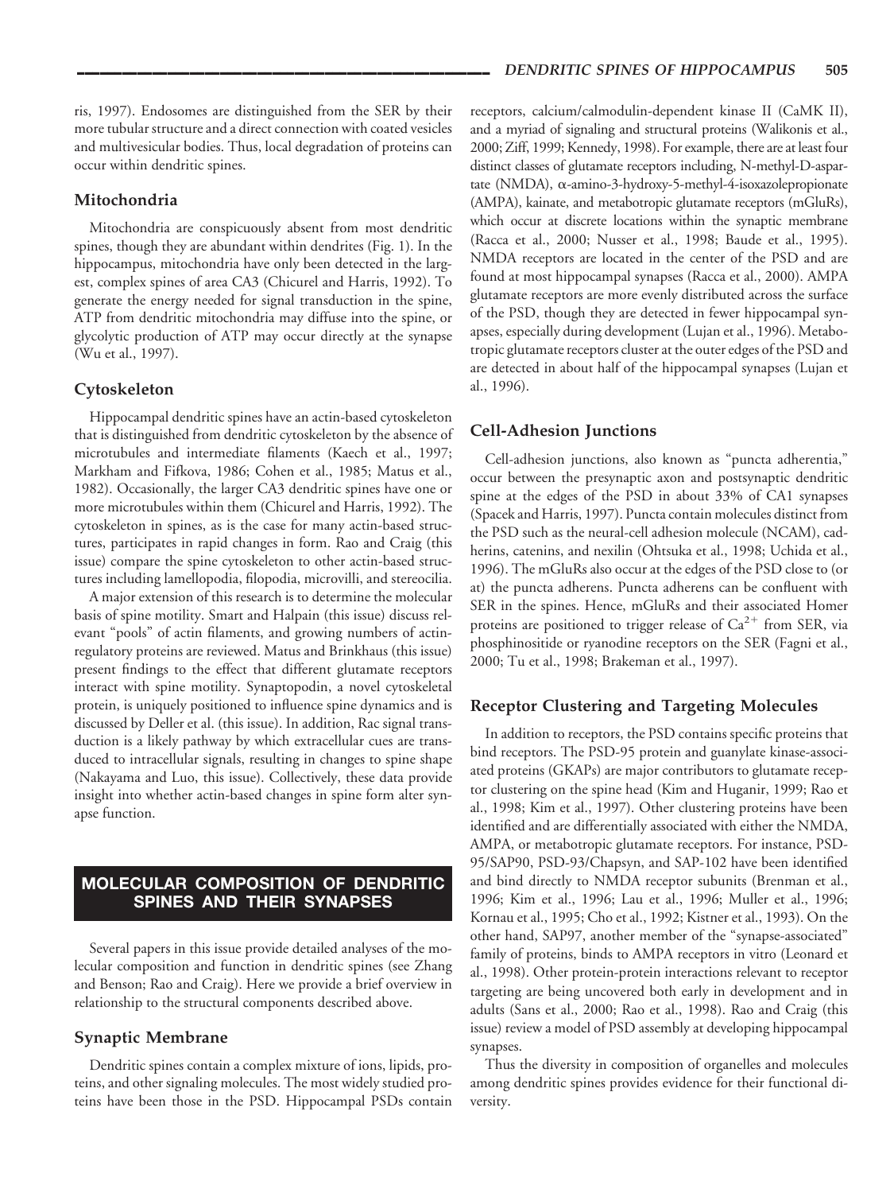ris, 1997). Endosomes are distinguished from the SER by their more tubular structure and a direct connection with coated vesicles and multivesicular bodies. Thus, local degradation of proteins can occur within dendritic spines.

### Mitochondria

Mitochondria are conspicuously absent from most dendritic spines, though they are abundant within dendrites (Fig. 1). In the hippocampus, mitochondria have only been detected in the largest, complex spines of area CA3 (Chicurel and Harris, 1992). To generate the energy needed for signal transduction in the spine, ATP from dendritic mitochondria may diffuse into the spine, or glycolytic production of ATP may occur directly at the synapse (Wu et al., 1997).

### Cytoskeleton

Hippocampal dendritic spines have an actin-based cytoskeleton that is distinguished from dendritic cytoskeleton by the absence of microtubules and intermediate filaments (Kaech et al., 1997; Markham and Fifkova, 1986; Cohen et al., 1985; Matus et al., 1982). Occasionally, the larger CA3 dendritic spines have one or more microtubules within them (Chicurel and Harris, 1992). The cytoskeleton in spines, as is the case for many actin-based structures, participates in rapid changes in form. Rao and Craig (this issue) compare the spine cytoskeleton to other actin-based structures including lamellopodia, filopodia, microvilli, and stereocilia.

A major extension of this research is to determine the molecular basis of spine motility. Smart and Halpain (this issue) discuss relevant "pools" of actin filaments, and growing numbers of actin-regulatory proteins are reviewed. Matus and Brinkhaus (this issue) present findings to the effect that different glutamate receptors interact with spine motility. Synaptopodin, a novel cytoskeletal protein, is uniquely positioned to influence spine dynamics and is discussed by Deller et al. (this issue). In addition, Rac signal transduction is a likely pathway by which extracellular cues are transduced to intracellular signals, resulting in changes to spine shape (Nakayama and Luo, this issue). Collectively, these data provide insight into whether actin-based changes in spine form alter synapse function.

## MOLECULAR COMPOSITION OF DENDRITIC SPINES AND THEIR SYNAPSES

Several papers in this issue provide detailed analyses of the molecular composition and function in dendritic spines (see Zhang and Benson; Rao and Craig). Here we provide a brief overview in relationship to the structural components described above.

### Synaptic Membrane

Dendritic spines contain a complex mixture of ions, lipids, proteins, and other signaling molecules. The most widely studied proteins have been those in the PSD. Hippocampal PSDs contain receptors, calcium/calmodulin-dependent kinase II (CaMK II), and a myriad of signaling and structural proteins (Walikonis et al., 2000; Ziff, 1999; Kennedy, 1998). For example, there are at least four distinct classes of glutamate receptors including, N-methyl-D-aspartate (NMDA), α-amino-3-hydroxy-5-methyl-4-isoxazolepropionate (AMPA), kainate, and metabotropic glutamate receptors (mGluRs), which occur at discrete locations within the synaptic membrane (Racca et al., 2000; Nusser et al., 1998; Baude et al., 1995). NMDA receptors are located in the center of the PSD and are found at most hippocampal synapses (Racca et al., 2000). AMPA glutamate receptors are more evenly distributed across the surface of the PSD, though they are detected in fewer hippocampal synapses, especially during development (Lujan et al., 1996). Metabotropic glutamate receptors cluster at the outer edges of the PSD and are detected in about half of the hippocampal synapses (Lujan et al., 1996).

### Cell-Adhesion Junctions

Cell-adhesion junctions, also known as "puncta adherentia," occur between the presynaptic axon and postsynaptic dendritic spine at the edges of the PSD in about 33% of CA1 synapses (Spacek and Harris, 1997). Puncta contain molecules distinct from the PSD such as the neural-cell adhesion molecule (NCAM), cadherins, catenins, and nexilin (Ohtsuka et al., 1998; Uchida et al., 1996). The mGluRs also occur at the edges of the PSD close to (or at) the puncta adherens. Puncta adherens can be confluent with SER in the spines. Hence, mGluRs and their associated Homer proteins are positioned to trigger release of $Ca^{2+}$ from SER, via phosphinositide or ryanodine receptors on the SER (Fagni et al., 2000; Tu et al., 1998; Brakeman et al., 1997).

### Receptor Clustering and Targeting Molecules

In addition to receptors, the PSD contains specific proteins that bind receptors. The PSD-95 protein and guanylate kinase-associated proteins (GKAPs) are major contributors to glutamate receptor clustering on the spine head (Kim and Huganir, 1999; Rao et al., 1998; Kim et al., 1997). Other clustering proteins have been identified and are differentially associated with either the NMDA, AMPA, or metabotropic glutamate receptors. For instance, PSD-95/SAP90, PSD-93/Chapsyn, and SAP-102 have been identified and bind directly to NMDA receptor subunits (Brenman et al., 1996; Kim et al., 1996; Lau et al., 1996; Muller et al., 1996; Kornau et al., 1995; Cho et al., 1992; Kistner et al., 1993). On the other hand, SAP97, another member of the "synapse-associated" family of proteins, binds to AMPA receptors in vitro (Leonard et al., 1998). Other protein-protein interactions relevant to receptor targeting are being uncovered both early in development and in adults (Sans et al., 2000; Rao et al., 1998). Rao and Craig (this issue) review a model of PSD assembly at developing hippocampal synapses.

Thus the diversity in composition of organelles and molecules among dendritic spines provides evidence for their functional diversity.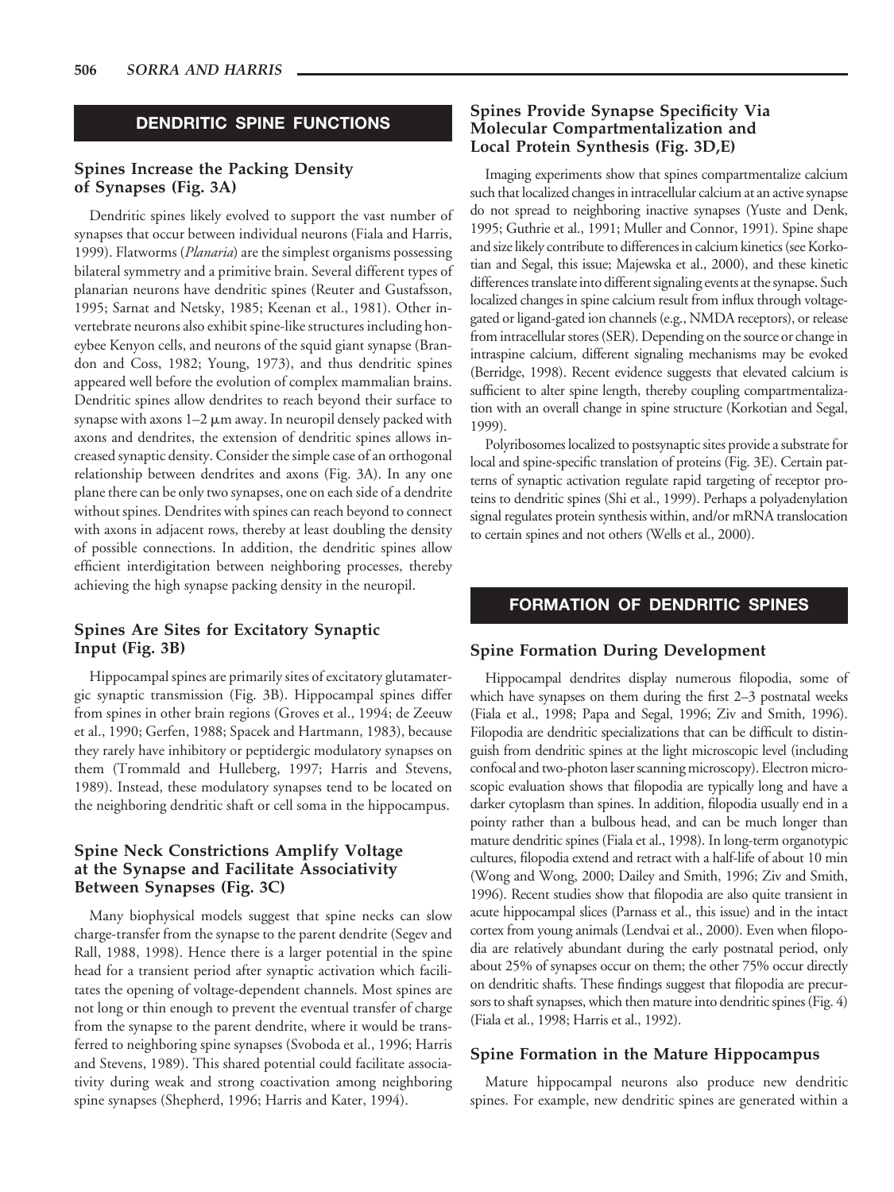## DENDRITIC SPINE FUNCTIONS

### Spines Increase the Packing Density of Synapses (Fig. 3A)

Dendritic spines likely evolved to support the vast number of synapses that occur between individual neurons (Fiala and Harris, 1999). Flatworms (*Planaria*) are the simplest organisms possessing bilateral symmetry and a primitive brain. Several different types of planarian neurons have dendritic spines (Reuter and Gustafsson, 1995; Sarnat and Netsky, 1985; Keenan et al., 1981). Other invertebrate neurons also exhibit spine-like structures including honeybee Kenyon cells, and neurons of the squid giant synapse (Brandon and Coss, 1982; Young, 1973), and thus dendritic spines appeared well before the evolution of complex mammalian brains. Dendritic spines allow dendrites to reach beyond their surface to synapse with axons 1–2 μm away. In neuropil densely packed with axons and dendrites, the extension of dendritic spines allows increased synaptic density. Consider the simple case of an orthogonal relationship between dendrites and axons (Fig. 3A). In any one plane there can be only two synapses, one on each side of a dendrite without spines. Dendrites with spines can reach beyond to connect with axons in adjacent rows, thereby at least doubling the density of possible connections. In addition, the dendritic spines allow efficient interdigitation between neighboring processes, thereby achieving the high synapse packing density in the neuropil.

### Spines Are Sites for Excitatory Synaptic Input (Fig. 3B)

Hippocampal spines are primarily sites of excitatory glutamatergic synaptic transmission (Fig. 3B). Hippocampal spines differ from spines in other brain regions (Groves et al., 1994; de Zeeuw et al., 1990; Gerfen, 1988; Spacek and Hartmann, 1983), because they rarely have inhibitory or peptidergic modulatory synapses on them (Trommald and Hulleberg, 1997; Harris and Stevens, 1989). Instead, these modulatory synapses tend to be located on the neighboring dendritic shaft or cell soma in the hippocampus.

### Spine Neck Constrictions Amplify Voltage at the Synapse and Facilitate Associativity Between Synapses (Fig. 3C)

Many biophysical models suggest that spine necks can slow charge-transfer from the synapse to the parent dendrite (Segev and Rall, 1988, 1998). Hence there is a larger potential in the spine head for a transient period after synaptic activation which facilitates the opening of voltage-dependent channels. Most spines are not long or thin enough to prevent the eventual transfer of charge from the synapse to the parent dendrite, where it would be transferred to neighboring spine synapses (Svoboda et al., 1996; Harris and Stevens, 1989). This shared potential could facilitate associativity during weak and strong coactivation among neighboring spine synapses (Shepherd, 1996; Harris and Kater, 1994).

### Spines Provide Synapse Specificity Via Molecular Compartmentalization and Local Protein Synthesis (Fig. 3D,E)

Imaging experiments show that spines compartmentalize calcium such that localized changes in intracellular calcium at an active synapse do not spread to neighboring inactive synapses (Yuste and Denk, 1995; Guthrie et al., 1991; Muller and Connor, 1991). Spine shape and size likely contribute to differences in calcium kinetics (see Korkotian and Segal, this issue; Majewska et al., 2000), and these kinetic differences translate into different signaling events at the synapse. Such localized changes in spine calcium result from influx through voltage-gated or ligand-gated ion channels (e.g., NMDA receptors), or release from intracellular stores (SER). Depending on the source or change in intraspine calcium, different signaling mechanisms may be evoked (Berridge, 1998). Recent evidence suggests that elevated calcium is sufficient to alter spine length, thereby coupling compartmentalization with an overall change in spine structure (Korkotian and Segal, 1999).

Polyribosomes localized to postsynaptic sites provide a substrate for local and spine-specific translation of proteins (Fig. 3E). Certain patterns of synaptic activation regulate rapid targeting of receptor proteins to dendritic spines (Shi et al., 1999). Perhaps a polyadenylation signal regulates protein synthesis within, and/or mRNA translocation to certain spines and not others (Wells et al., 2000).

## FORMATION OF DENDRITIC SPINES

### Spine Formation During Development

Hippocampal dendrites display numerous filopodia, some of which have synapses on them during the first 2–3 postnatal weeks (Fiala et al., 1998; Papa and Segal, 1996; Ziv and Smith, 1996). Filopodia are dendritic specializations that can be difficult to distinguish from dendritic spines at the light microscopic level (including confocal and two-photon laser scanning microscopy). Electron microscopic evaluation shows that filopodia are typically long and have a darker cytoplasm than spines. In addition, filopodia usually end in a pointy rather than a bulbous head, and can be much longer than mature dendritic spines (Fiala et al., 1998). In long-term organotypic cultures, filopodia extend and retract with a half-life of about 10 min (Wong and Wong, 2000; Dailey and Smith, 1996; Ziv and Smith, 1996). Recent studies show that filopodia are also quite transient in acute hippocampal slices (Parnass et al., this issue) and in the intact cortex from young animals (Lendvai et al., 2000). Even when filopodia are relatively abundant during the early postnatal period, only about 25% of synapses occur on them; the other 75% occur directly on dendritic shafts. These findings suggest that filopodia are precursors to shaft synapses, which then mature into dendritic spines (Fig. 4) (Fiala et al., 1998; Harris et al., 1992).

### Spine Formation in the Mature Hippocampus

Mature hippocampal neurons also produce new dendritic spines. For example, new dendritic spines are generated within a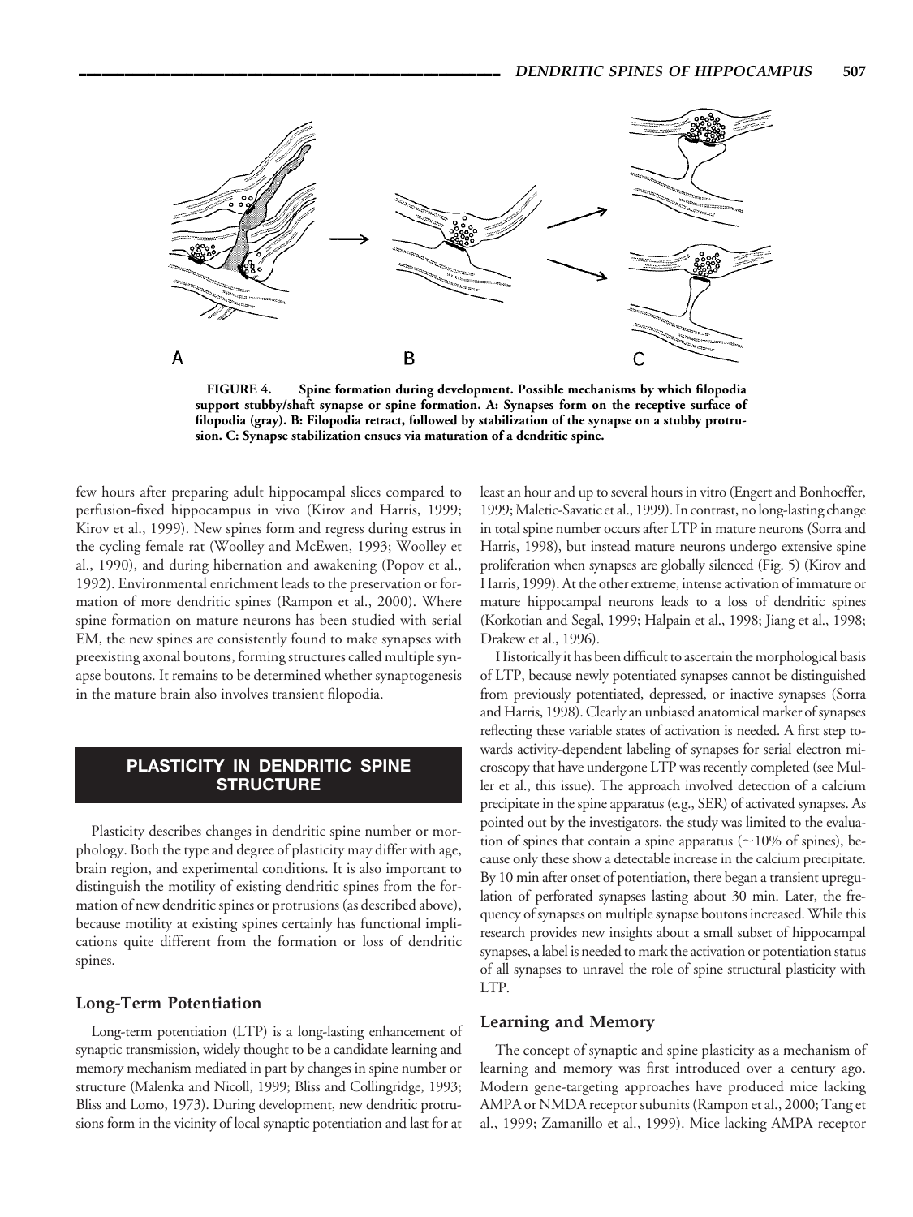FIGURE 4. Spine formation during development. Possible mechanisms by which filopodia support stubby/shaft synapse or spine formation. A: Synapses form on the receptive surface of filopodia (gray). B: Filopodia retract, followed by stabilization of the synapse on a stubby protrusion. C: Synapse stabilization ensues via maturation of a dendritic spine.

few hours after preparing adult hippocampal slices compared to perfusion-fixed hippocampus in vivo (Kirov and Harris, 1999; Kirov et al., 1999). New spines form and regress during estrus in the cycling female rat (Woolley and McEwen, 1993; Woolley et al., 1990), and during hibernation and awakening (Popov et al., 1992). Environmental enrichment leads to the preservation or formation of more dendritic spines (Rampon et al., 2000). Where spine formation on mature neurons has been studied with serial EM, the new spines are consistently found to make synapses with preexisting axonal boutons, forming structures called multiple synapse boutons. It remains to be determined whether synaptogenesis in the mature brain also involves transient filopodia.

## PLASTICITY IN DENDRITIC SPINE STRUCTURE

Plasticity describes changes in dendritic spine number or morphology. Both the type and degree of plasticity may differ with age, brain region, and experimental conditions. It is also important to distinguish the motility of existing dendritic spines from the formation of new dendritic spines or protrusions (as described above), because motility at existing spines certainly has functional implications quite different from the formation or loss of dendritic spines.

### Long-Term Potentiation

Long-term potentiation (LTP) is a long-lasting enhancement of synaptic transmission, widely thought to be a candidate learning and memory mechanism mediated in part by changes in spine number or structure (Malenka and Nicoll, 1999; Bliss and Collingridge, 1993; Bliss and Lomo, 1973). During development, new dendritic protrusions form in the vicinity of local synaptic potentiation and last for at least an hour and up to several hours in vitro (Engert and Bonhoeffer, 1999; Maletic-Savatic et al., 1999). In contrast, no long-lasting change in total spine number occurs after LTP in mature neurons (Sorra and Harris, 1998), but instead mature neurons undergo extensive spine proliferation when synapses are globally silenced (Fig. 5) (Kirov and Harris, 1999). At the other extreme, intense activation of immature or mature hippocampal neurons leads to a loss of dendritic spines (Korkotian and Segal, 1999; Halpain et al., 1998; Jiang et al., 1998; Drakew et al., 1996).

Historically it has been difficult to ascertain the morphological basis of LTP, because newly potentiated synapses cannot be distinguished from previously potentiated, depressed, or inactive synapses (Sorra and Harris, 1998). Clearly an unbiased anatomical marker of synapses reflecting these variable states of activation is needed. A first step towards activity-dependent labeling of synapses for serial electron microscopy that have undergone LTP was recently completed (see Muller et al., this issue). The approach involved detection of a calcium precipitate in the spine apparatus (e.g., SER) of activated synapses. As pointed out by the investigators, the study was limited to the evaluation of spines that contain a spine apparatus (~10% of spines), because only these show a detectable increase in the calcium precipitate. By 10 min after onset of potentiation, there began a transient upregulation of perforated synapses lasting about 30 min. Later, the frequency of synapses on multiple synapse boutons increased. While this research provides new insights about a small subset of hippocampal synapses, a label is needed to mark the activation or potentiation status of all synapses to unravel the role of spine structural plasticity with LTP.

### Learning and Memory

The concept of synaptic and spine plasticity as a mechanism of learning and memory was first introduced over a century ago. Modern gene-targeting approaches have produced mice lacking AMPA or NMDA receptor subunits (Rampon et al., 2000; Tang et al., 1999; Zamanillo et al., 1999). Mice lacking AMPA receptor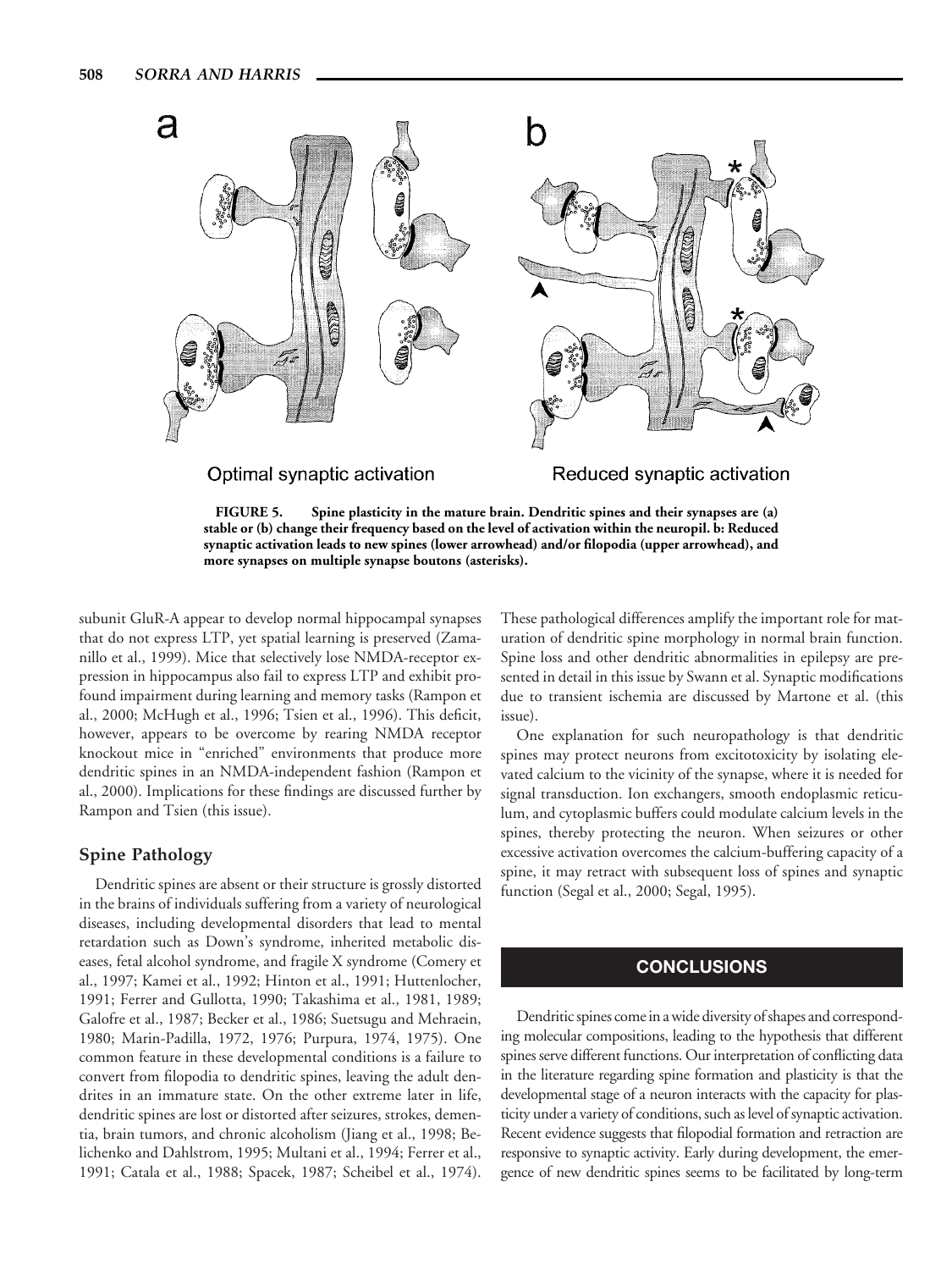Optimal synaptic activation

Reduced synaptic activation

**FIGURE 5. Spine plasticity in the mature brain. Dendritic spines and their synapses are (a) stable or (b) change their frequency based on the level of activation within the neuropil. b: Reduced synaptic activation leads to new spines (lower arrowhead) and/or filopodia (upper arrowhead), and more synapses on multiple synapse boutons (asterisks).**

subunit GluR-A appear to develop normal hippocampal synapses that do not express LTP, yet spatial learning is preserved (Zamanillo et al., 1999). Mice that selectively lose NMDA-receptor expression in hippocampus also fail to express LTP and exhibit profound impairment during learning and memory tasks (Rampon et al., 2000; McHugh et al., 1996; Tsien et al., 1996). This deficit, however, appears to be overcome by rearing NMDA receptor knockout mice in "enriched" environments that produce more dendritic spines in an NMDA-independent fashion (Rampon et al., 2000). Implications for these findings are discussed further by Rampon and Tsien (this issue).

## Spine Pathology

Dendritic spines are absent or their structure is grossly distorted in the brains of individuals suffering from a variety of neurological diseases, including developmental disorders that lead to mental retardation such as Down's syndrome, inherited metabolic diseases, fetal alcohol syndrome, and fragile X syndrome (Comery et al., 1997; Kamei et al., 1992; Hinton et al., 1991; Huttenlocher, 1991; Ferrer and Gullotta, 1990; Takashima et al., 1981, 1989; Galofre et al., 1987; Becker et al., 1986; Suetsugu and Mehraein, 1980; Marin-Padilla, 1972, 1976; Purpura, 1974, 1975). One common feature in these developmental conditions is a failure to convert from filopodia to dendritic spines, leaving the adult dendrites in an immature state. On the other extreme later in life, dendritic spines are lost or distorted after seizures, strokes, dementia, brain tumors, and chronic alcoholism (Jiang et al., 1998; Belichenko and Dahlstrom, 1995; Multani et al., 1994; Ferrer et al., 1991; Catala et al., 1988; Spacek, 1987; Scheibel et al., 1974). These pathological differences amplify the important role for maturation of dendritic spine morphology in normal brain function. Spine loss and other dendritic abnormalities in epilepsy are presented in detail in this issue by Swann et al. Synaptic modifications due to transient ischemia are discussed by Martone et al. (this issue).

One explanation for such neuropathology is that dendritic spines may protect neurons from excitotoxicity by isolating elevated calcium to the vicinity of the synapse, where it is needed for signal transduction. Ion exchangers, smooth endoplasmic reticulum, and cytoplasmic buffers could modulate calcium levels in the spines, thereby protecting the neuron. When seizures or other excessive activation overcomes the calcium-buffering capacity of a spine, it may retract with subsequent loss of spines and synaptic function (Segal et al., 2000; Segal, 1995).

## CONCLUSIONS

Dendritic spines come in a wide diversity of shapes and corresponding molecular compositions, leading to the hypothesis that different spines serve different functions. Our interpretation of conflicting data in the literature regarding spine formation and plasticity is that the developmental stage of a neuron interacts with the capacity for plasticity under a variety of conditions, such as level of synaptic activation. Recent evidence suggests that filopodial formation and retraction are responsive to synaptic activity. Early during development, the emergence of new dendritic spines seems to be facilitated by long-term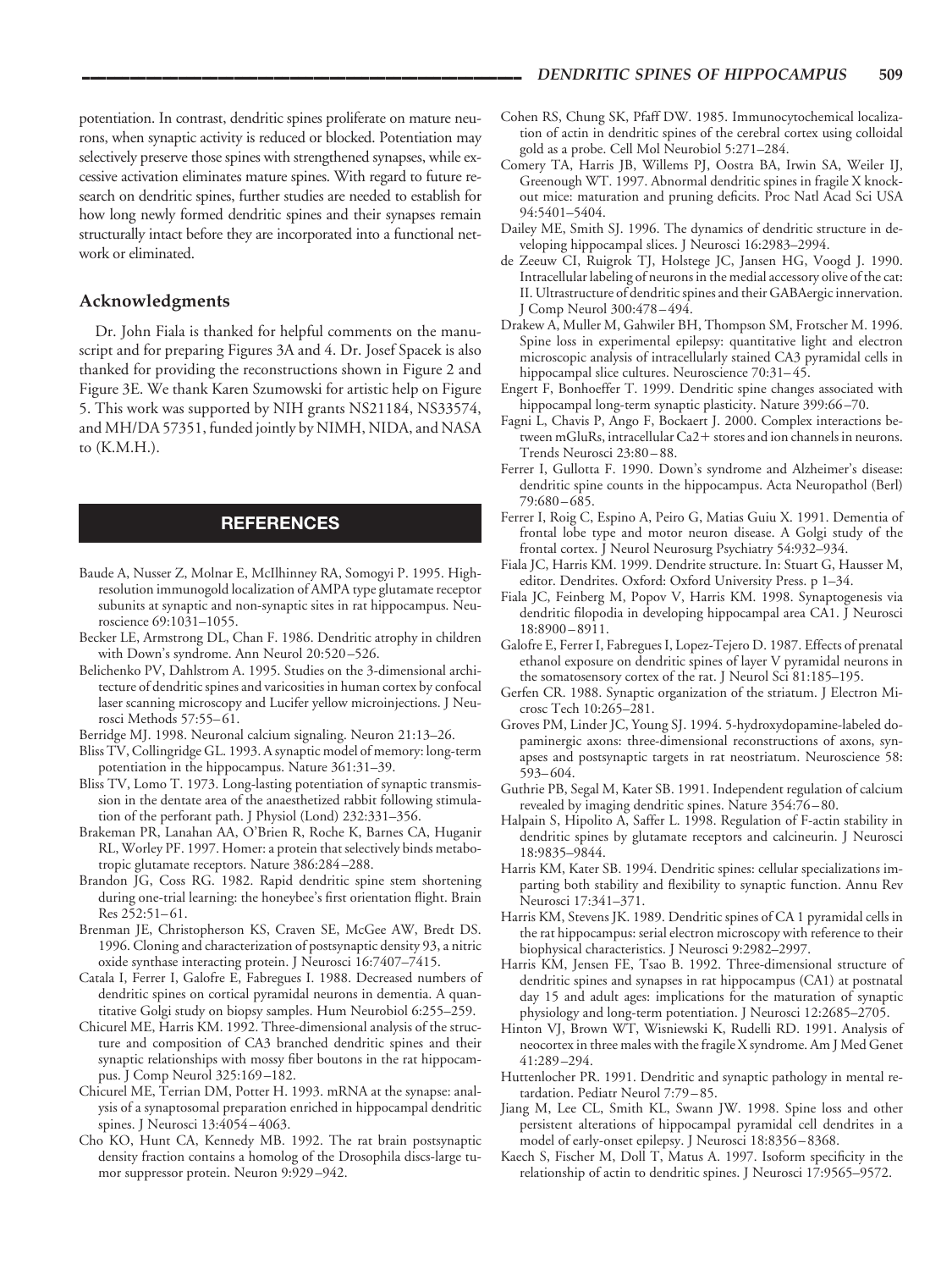potentiation. In contrast, dendritic spines proliferate on mature neurons, when synaptic activity is reduced or blocked. Potentiation may selectively preserve those spines with strengthened synapses, while excessive activation eliminates mature spines. With regard to future research on dendritic spines, further studies are needed to establish for how long newly formed dendritic spines and their synapses remain structurally intact before they are incorporated into a functional network or eliminated.

## Acknowledgments

Dr. John Fiala is thanked for helpful comments on the manuscript and for preparing Figures 3A and 4. Dr. Josef Spacek is also thanked for providing the reconstructions shown in Figure 2 and Figure 3E. We thank Karen Szumowski for artistic help on Figure 5. This work was supported by NIH grants NS21184, NS33574, and MH/DA 57351, funded jointly by NIMH, NIDA, and NASA to (K.M.H.).

## REFERENCES

Baude A, Nusser Z, Molnar E, McIlhinney RA, Somogyi P. 1995. High-resolution immunogold localization of AMPA type glutamate receptor subunits at synaptic and non-synaptic sites in rat hippocampus. Neuroscience 69:1031–1055.

Becker LE, Armstrong DL, Chan F. 1986. Dendritic atrophy in children with Down's syndrome. Ann Neurol 20:520–526.

Belichenko PV, Dahlstrom A. 1995. Studies on the 3-dimensional architecture of dendritic spines and varicosities in human cortex by confocal laser scanning microscopy and Lucifer yellow microinjections. J Neurosci Methods 57:55–61.

Berridge MJ. 1998. Neuronal calcium signaling. Neuron 21:13–26.

Bliss TV, Collingridge GL. 1993. A synaptic model of memory: long-term potentiation in the hippocampus. Nature 361:31–39.

Bliss TV, Lomo T. 1973. Long-lasting potentiation of synaptic transmission in the dentate area of the anaesthetized rabbit following stimulation of the perforant path. J Physiol (Lond) 232:331–356.

Brakeman PR, Lanahan AA, O'Brien R, Roche K, Barnes CA, Huganir RL, Worley PF. 1997. Homer: a protein that selectively binds metabotropic glutamate receptors. Nature 386:284–288.

Brandon JG, Coss RG. 1982. Rapid dendritic spine stem shortening during one-trial learning: the honeybee's first orientation flight. Brain Res 252:51–61.

Brenman JE, Christopherson KS, Craven SE, McGee AW, Bredt DS. 1996. Cloning and characterization of postsynaptic density 93, a nitric oxide synthase interacting protein. J Neurosci 16:7407–7415.

Catala I, Ferrer I, Galofre E, Fabregues I. 1988. Decreased numbers of dendritic spines on cortical pyramidal neurons in dementia. A quantitative Golgi study on biopsy samples. Hum Neurobiol 6:255–259.

Chicurel ME, Harris KM. 1992. Three-dimensional analysis of the structure and composition of CA3 branched dendritic spines and their synaptic relationships with mossy fiber boutons in the rat hippocampus. J Comp Neurol 325:169–182.

Chicurel ME, Terrian DM, Potter H. 1993. mRNA at the synapse: analysis of a synaptosomal preparation enriched in hippocampal dendritic spines. J Neurosci 13:4054–4063.

Cho KO, Hunt CA, Kennedy MB. 1992. The rat brain postsynaptic density fraction contains a homolog of the Drosophila discs-large tumor suppressor protein. Neuron 9:929–942.

Cohen RS, Chung SK, Pfaff DW. 1985. Immunocytochemical localization of actin in dendritic spines of the cerebral cortex using colloidal gold as a probe. Cell Mol Neurobiol 5:271–284.

Comery TA, Harris JB, Willems PJ, Oostra BA, Irwin SA, Weiler IJ, Greenough WT. 1997. Abnormal dendritic spines in fragile X knockout mice: maturation and pruning deficits. Proc Natl Acad Sci USA 94:5401–5404.

Dailey ME, Smith SJ. 1996. The dynamics of dendritic structure in developing hippocampal slices. J Neurosci 16:2983–2994.

de Zeeuw CI, Ruigrok TJ, Holstege JC, Jansen HG, Voogd J. 1990. Intracellular labeling of neurons in the medial accessory olive of the cat: II. Ultrastructure of dendritic spines and their GABAergic innervation. J Comp Neurol 300:478–494.

Drakew A, Muller M, Gahwiler BH, Thompson SM, Frotscher M. 1996. Spine loss in experimental epilepsy: quantitative light and electron microscopic analysis of intracellularly stained CA3 pyramidal cells in hippocampal slice cultures. Neuroscience 70:31–45.

Engert F, Bonhoeffer T. 1999. Dendritic spine changes associated with hippocampal long-term synaptic plasticity. Nature 399:66–70.

Fagni L, Chavis P, Ango F, Bockaert J. 2000. Complex interactions between mGluRs, intracellular Ca2+ stores and ion channels in neurons. Trends Neurosci 23:80–88.

Ferrer I, Gullotta F. 1990. Down's syndrome and Alzheimer's disease: dendritic spine counts in the hippocampus. Acta Neuropathol (Berl) 79:680–685.

Ferrer I, Roig C, Espino A, Peiro G, Matias Guiu X. 1991. Dementia of frontal lobe type and motor neuron disease. A Golgi study of the frontal cortex. J Neurol Neurosurg Psychiatry 54:932–934.

Fiala JC, Harris KM. 1999. Dendrite structure. In: Stuart G, Hausser M, editor. Dendrites. Oxford: Oxford University Press. p 1–34.

Fiala JC, Feinberg M, Popov V, Harris KM. 1998. Synaptogenesis via dendritic filopodia in developing hippocampal area CA1. J Neurosci 18:8900–8911.

Galofre E, Ferrer I, Fabregues I, Lopez-Tejero D. 1987. Effects of prenatal ethanol exposure on dendritic spines of layer V pyramidal neurons in the somatosensory cortex of the rat. J Neurol Sci 81:185–195.

Gerfen CR. 1988. Synaptic organization of the striatum. J Electron Microsc Tech 10:265–281.

Groves PM, Linder JC, Young SJ. 1994. 5-hydroxydopamine-labeled dopaminergic axons: three-dimensional reconstructions of axons, synapses and postsynaptic targets in rat neostriatum. Neuroscience 58: 593–604.

Guthrie PB, Segal M, Kater SB. 1991. Independent regulation of calcium revealed by imaging dendritic spines. Nature 354:76–80.

Halpain S, Hipolito A, Saffer L. 1998. Regulation of F-actin stability in dendritic spines by glutamate receptors and calcineurin. J Neurosci 18:9835–9844.

Harris KM, Kater SB. 1994. Dendritic spines: cellular specializations imparting both stability and flexibility to synaptic function. Annu Rev Neurosci 17:341–371.

Harris KM, Stevens JK. 1989. Dendritic spines of CA 1 pyramidal cells in the rat hippocampus: serial electron microscopy with reference to their biophysical characteristics. J Neurosci 9:2982–2997.

Harris KM, Jensen FE, Tsao B. 1992. Three-dimensional structure of dendritic spines and synapses in rat hippocampus (CA1) at postnatal day 15 and adult ages: implications for the maturation of synaptic physiology and long-term potentiation. J Neurosci 12:2685–2705.

Hinton VJ, Brown WT, Wisniewski K, Rudelli RD. 1991. Analysis of neocortex in three males with the fragile X syndrome. Am J Med Genet 41:289–294.

Huttenlocher PR. 1991. Dendritic and synaptic pathology in mental retardation. Pediatr Neurol 7:79–85.

Jiang M, Lee CL, Smith KL, Swann JW. 1998. Spine loss and other persistent alterations of hippocampal pyramidal cell dendrites in a model of early-onset epilepsy. J Neurosci 18:8356–8368.

Kaech S, Fischer M, Doll T, Matus A. 1997. Isoform specificity in the relationship of actin to dendritic spines. J Neurosci 17:9565–9572.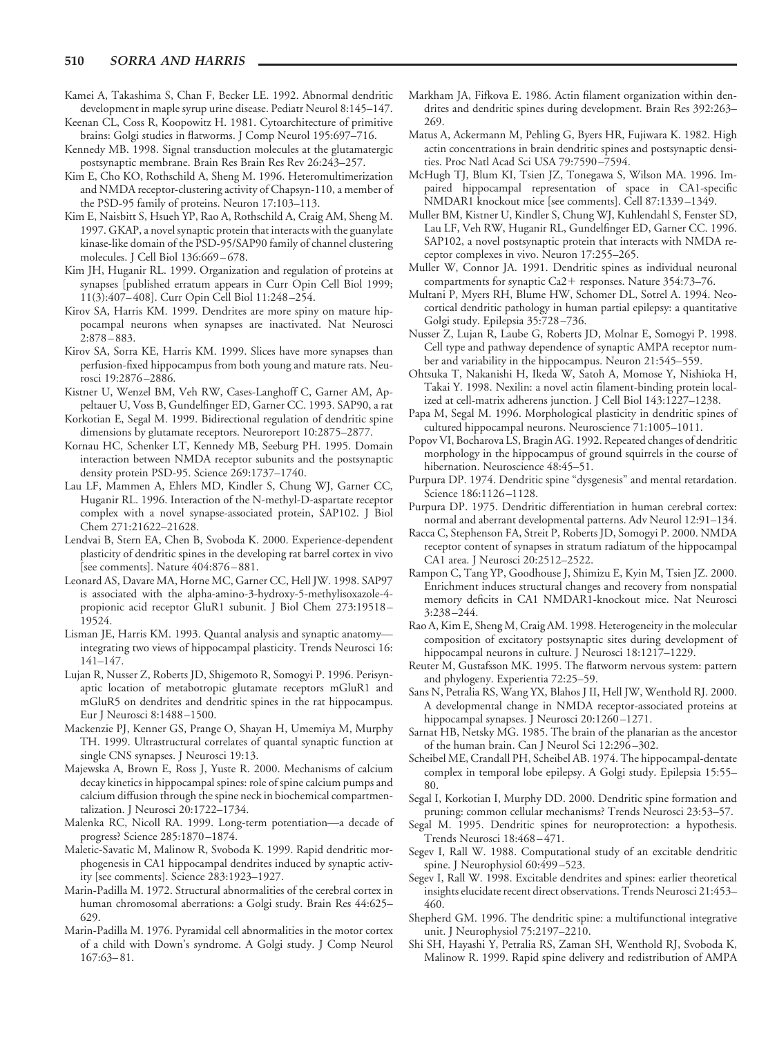Kamei A, Takashima S, Chan F, Becker LE. 1992. Abnormal dendritic development in maple syrup urine disease. Pediatr Neurol 8:145–147.

Keenan CL, Coss R, Koopowitz H. 1981. Cytoarchitecture of primitive brains: Golgi studies in flatworms. J Comp Neurol 195:697–716.

Kennedy MB. 1998. Signal transduction molecules at the glutamatergic postsynaptic membrane. Brain Res Brain Res Rev 26:243–257.

Kim E, Cho KO, Rothschild A, Sheng M. 1996. Heteromultimerization and NMDA receptor-clustering activity of Chapsyn-110, a member of the PSD-95 family of proteins. Neuron 17:103–113.

Kim E, Naisbitt S, Hsueh YP, Rao A, Rothschild A, Craig AM, Sheng M. 1997. GKAP, a novel synaptic protein that interacts with the guanylate kinase-like domain of the PSD-95/SAP90 family of channel clustering molecules. J Cell Biol 136:669–678.

Kim JH, Huganir RL. 1999. Organization and regulation of proteins at synapses [published erratum appears in Curr Opin Cell Biol 1999; 11(3):407–408]. Curr Opin Cell Biol 11:248–254.

Kirov SA, Harris KM. 1999. Dendrites are more spiny on mature hippocampal neurons when synapses are inactivated. Nat Neurosci 2:878–883.

Kirov SA, Sorra KE, Harris KM. 1999. Slices have more synapses than perfusion-fixed hippocampus from both young and mature rats. Neurosci 19:2876–2886.

Kistner U, Wenzel BM, Veh RW, Cases-Langhoff C, Garner AM, Appeltauer U, Voss B, Gundelfinger ED, Garner CC. 1993. SAP90, a rat

Korkotian E, Segal M. 1999. Bidirectional regulation of dendritic spine dimensions by glutamate receptors. Neuroreport 10:2875–2877.

Kornau HC, Schenker LT, Kennedy MB, Seeburg PH. 1995. Domain interaction between NMDA receptor subunits and the postsynaptic density protein PSD-95. Science 269:1737–1740.

Lau LF, Mammen A, Ehlers MD, Kindler S, Chung WJ, Garner CC, Huganir RL. 1996. Interaction of the N-methyl-D-aspartate receptor complex with a novel synapse-associated protein, SAP102. J Biol Chem 271:21622–21628.

Lendvai B, Stern EA, Chen B, Svoboda K. 2000. Experience-dependent plasticity of dendritic spines in the developing rat barrel cortex in vivo [see comments]. Nature 404:876–881.

Leonard AS, Davare MA, Horne MC, Garner CC, Hell JW. 1998. SAP97 is associated with the alpha-amino-3-hydroxy-5-methylisoxazole-4-propionic acid receptor GluR1 subunit. J Biol Chem 273:19518–19524.

Lisman JE, Harris KM. 1993. Quantal analysis and synaptic anatomy—integrating two views of hippocampal plasticity. Trends Neurosci 16: 141–147.

Lujan R, Nusser Z, Roberts JD, Shigemoto R, Somogyi P. 1996. Perisynaptic location of metabotropic glutamate receptors mGluR1 and mGluR5 on dendrites and dendritic spines in the rat hippocampus. Eur J Neurosci 8:1488–1500.

Mackenzie PJ, Kenner GS, Prange O, Shayan H, Umemiya M, Murphy TH. 1999. Ultrastructural correlates of quantal synaptic function at single CNS synapses. J Neurosci 19:13.

Majewska A, Brown E, Ross J, Yuste R. 2000. Mechanisms of calcium decay kinetics in hippocampal spines: role of spine calcium pumps and calcium diffusion through the spine neck in biochemical compartmentalization. J Neurosci 20:1722–1734.

Malenka RC, Nicoll RA. 1999. Long-term potentiation—a decade of progress? Science 285:1870–1874.

Maletic-Savatic M, Malinow R, Svoboda K. 1999. Rapid dendritic morphogenesis in CA1 hippocampal dendrites induced by synaptic activity [see comments]. Science 283:1923–1927.

Marin-Padilla M. 1972. Structural abnormalities of the cerebral cortex in human chromosomal aberrations: a Golgi study. Brain Res 44:625–629.

Marin-Padilla M. 1976. Pyramidal cell abnormalities in the motor cortex of a child with Down's syndrome. A Golgi study. J Comp Neurol 167:63–81.

Markham JA, Fifkova E. 1986. Actin filament organization within dendrites and dendritic spines during development. Brain Res 392:263–269.

Matus A, Ackermann M, Pehling G, Byers HR, Fujiwara K. 1982. High actin concentrations in brain dendritic spines and postsynaptic densities. Proc Natl Acad Sci USA 79:7590–7594.

McHugh TJ, Blum KI, Tsien JZ, Tonegawa S, Wilson MA. 1996. Impaired hippocampal representation of space in CA1-specific NMDAR1 knockout mice [see comments]. Cell 87:1339–1349.

Muller BM, Kistner U, Kindler S, Chung WJ, Kuhlendahl S, Fenster SD, Lau LF, Veh RW, Huganir RL, Gundelfinger ED, Garner CC. 1996. SAP102, a novel postsynaptic protein that interacts with NMDA receptor complexes in vivo. Neuron 17:255–265.

Muller W, Connor JA. 1991. Dendritic spines as individual neuronal compartments for synaptic Ca2+ responses. Nature 354:73–76.

Multani P, Myers RH, Blume HW, Schomer DL, Sotrel A. 1994. Neocortical dendritic pathology in human partial epilepsy: a quantitative Golgi study. Epilepsia 35:728–736.

Nusser Z, Lujan R, Laube G, Roberts JD, Molnar E, Somogyi P. 1998. Cell type and pathway dependence of synaptic AMPA receptor number and variability in the hippocampus. Neuron 21:545–559.

Ohtsuka T, Nakanishi H, Ikeda W, Satoh A, Momose Y, Nishioka H, Takai Y. 1998. Nexilin: a novel actin filament-binding protein localized at cell-matrix adherens junction. J Cell Biol 143:1227–1238.

Papa M, Segal M. 1996. Morphological plasticity in dendritic spines of cultured hippocampal neurons. Neuroscience 71:1005–1011.

Popov VI, Bocharova LS, Bragin AG. 1992. Repeated changes of dendritic morphology in the hippocampus of ground squirrels in the course of hibernation. Neuroscience 48:45–51.

Purpura DP. 1974. Dendritic spine "dysgenesis" and mental retardation. Science 186:1126–1128.

Purpura DP. 1975. Dendritic differentiation in human cerebral cortex: normal and aberrant developmental patterns. Adv Neurol 12:91–134.

Racca C, Stephenson FA, Streit P, Roberts JD, Somogyi P. 2000. NMDA receptor content of synapses in stratum radiatum of the hippocampal CA1 area. J Neurosci 20:2512–2522.

Rampon C, Tang YP, Goodhouse J, Shimizu E, Kyin M, Tsien JZ. 2000. Enrichment induces structural changes and recovery from nonspatial memory deficits in CA1 NMDAR1-knockout mice. Nat Neurosci 3:238–244.

Rao A, Kim E, Sheng M, Craig AM. 1998. Heterogeneity in the molecular composition of excitatory postsynaptic sites during development of hippocampal neurons in culture. J Neurosci 18:1217–1229.

Reuter M, Gustafsson MK. 1995. The flatworm nervous system: pattern and phylogeny. Experientia 72:25–59.

Sans N, Petralia RS, Wang YX, Blahos J II, Hell JW, Wenthold RJ. 2000. A developmental change in NMDA receptor-associated proteins at hippocampal synapses. J Neurosci 20:1260–1271.

Sarnat HB, Netsky MG. 1985. The brain of the planarian as the ancestor of the human brain. Can J Neurol Sci 12:296–302.

Scheibel ME, Crandall PH, Scheibel AB. 1974. The hippocampal-dentate complex in temporal lobe epilepsy. A Golgi study. Epilepsia 15:55–80.

Segal I, Korkotian I, Murphy DD. 2000. Dendritic spine formation and pruning: common cellular mechanisms? Trends Neurosci 23:53–57.

Segal M. 1995. Dendritic spines for neuroprotection: a hypothesis. Trends Neurosci 18:468–471.

Segev I, Rall W. 1988. Computational study of an excitable dendritic spine. J Neurophysiol 60:499–523.

Segev I, Rall W. 1998. Excitable dendrites and spines: earlier theoretical insights elucidate recent direct observations. Trends Neurosci 21:453–460.

Shepherd GM. 1996. The dendritic spine: a multifunctional integrative unit. J Neurophysiol 75:2197–2210.

Shi SH, Hayashi Y, Petralia RS, Zaman SH, Wenthold RJ, Svoboda K, Malinow R. 1999. Rapid spine delivery and redistribution of AMPA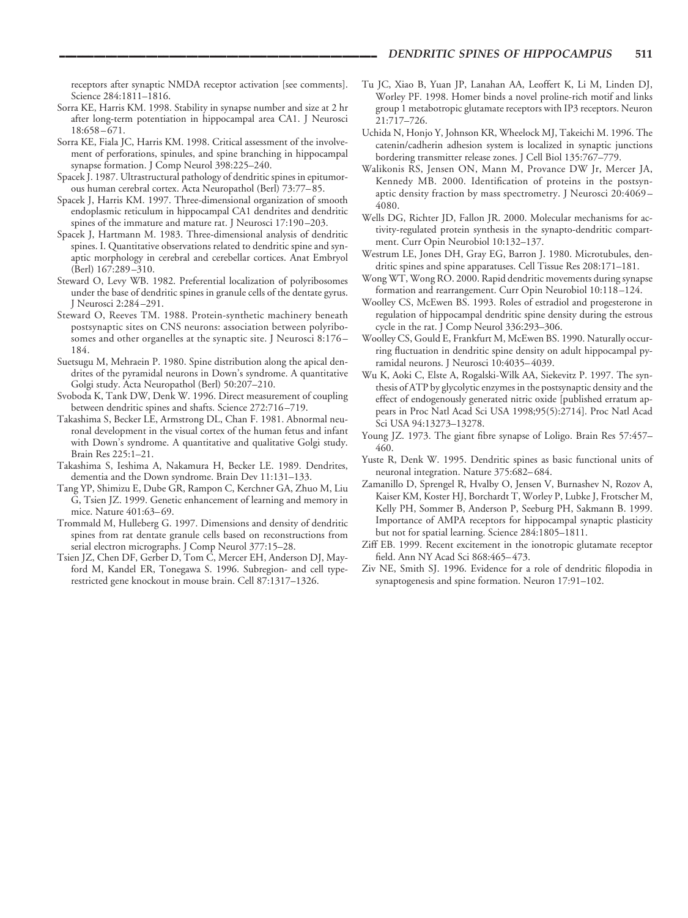receptors after synaptic NMDA receptor activation [see comments]. Science 284:1811–1816.

Sorra KE, Harris KM. 1998. Stability in synapse number and size at 2 hr after long-term potentiation in hippocampal area CA1. J Neurosci 18:658–671.

Sorra KE, Fiala JC, Harris KM. 1998. Critical assessment of the involvement of perforations, spinules, and spine branching in hippocampal synapse formation. J Comp Neurol 398:225–240.

Spacek J. 1987. Ultrastructural pathology of dendritic spines in epitumorous human cerebral cortex. Acta Neuropathol (Berl) 73:77–85.

Spacek J, Harris KM. 1997. Three-dimensional organization of smooth endoplasmic reticulum in hippocampal CA1 dendrites and dendritic spines of the immature and mature rat. J Neurosci 17:190–203.

Spacek J, Hartmann M. 1983. Three-dimensional analysis of dendritic spines. I. Quantitative observations related to dendritic spine and synaptic morphology in cerebral and cerebellar cortices. Anat Embryol (Berl) 167:289–310.

Steward O, Levy WB. 1982. Preferential localization of polyribosomes under the base of dendritic spines in granule cells of the dentate gyrus. J Neurosci 2:284–291.

Steward O, Reeves TM. 1988. Protein-synthetic machinery beneath postsynaptic sites on CNS neurons: association between polyribosomes and other organelles at the synaptic site. J Neurosci 8:176–184.

Suetsugu M, Mehraein P. 1980. Spine distribution along the apical dendrites of the pyramidal neurons in Down's syndrome. A quantitative Golgi study. Acta Neuropathol (Berl) 50:207–210.

Svoboda K, Tank DW, Denk W. 1996. Direct measurement of coupling between dendritic spines and shafts. Science 272:716–719.

Takashima S, Becker LE, Armstrong DL, Chan F. 1981. Abnormal neuronal development in the visual cortex of the human fetus and infant with Down's syndrome. A quantitative and qualitative Golgi study. Brain Res 225:1–21.

Takashima S, Ieshima A, Nakamura H, Becker LE. 1989. Dendrites, dementia and the Down syndrome. Brain Dev 11:131–133.

Tang YP, Shimizu E, Dube GR, Rampon C, Kerchner GA, Zhuo M, Liu G, Tsien JZ. 1999. Genetic enhancement of learning and memory in mice. Nature 401:63–69.

Trommald M, Hulleberg G. 1997. Dimensions and density of dendritic spines from rat dentate granule cells based on reconstructions from serial electron micrographs. J Comp Neurol 377:15–28.

Tsien JZ, Chen DF, Gerber D, Tom C, Mercer EH, Anderson DJ, Mayford M, Kandel ER, Tonegawa S. 1996. Subregion- and cell type-restricted gene knockout in mouse brain. Cell 87:1317–1326.

Tu JC, Xiao B, Yuan JP, Lanahan AA, Leoffert K, Li M, Linden DJ, Worley PF. 1998. Homer binds a novel proline-rich motif and links group 1 metabotropic glutamate receptors with IP3 receptors. Neuron 21:717–726.

Uchida N, Honjo Y, Johnson KR, Wheelock MJ, Takeichi M. 1996. The catenin/cadherin adhesion system is localized in synaptic junctions bordering transmitter release zones. J Cell Biol 135:767–779.

Walikonis RS, Jensen ON, Mann M, Provance DW Jr, Mercer JA, Kennedy MB. 2000. Identification of proteins in the postsynaptic density fraction by mass spectrometry. J Neurosci 20:4069–4080.

Wells DG, Richter JD, Fallon JR. 2000. Molecular mechanisms for activity-regulated protein synthesis in the synapto-dendritic compartment. Curr Opin Neurobiol 10:132–137.

Westrum LE, Jones DH, Gray EG, Barron J. 1980. Microtubules, dendritic spines and spine apparatuses. Cell Tissue Res 208:171–181.

Wong WT, Wong RO. 2000. Rapid dendritic movements during synapse formation and rearrangement. Curr Opin Neurobiol 10:118–124.

Woolley CS, McEwen BS. 1993. Roles of estradiol and progesterone in regulation of hippocampal dendritic spine density during the estrous cycle in the rat. J Comp Neurol 336:293–306.

Woolley CS, Gould E, Frankfurt M, McEwen BS. 1990. Naturally occurring fluctuation in dendritic spine density on adult hippocampal pyramidal neurons. J Neurosci 10:4035–4039.

Wu K, Aoki C, Elste A, Rogalski-Wilk AA, Siekevitz P. 1997. The synthesis of ATP by glycolytic enzymes in the postsynaptic density and the effect of endogenously generated nitric oxide [published erratum appears in Proc Natl Acad Sci USA 1998;95(5):2714]. Proc Natl Acad Sci USA 94:13273–13278.

Young JZ. 1973. The giant fibre synapse of Loligo. Brain Res 57:457–460.

Yuste R, Denk W. 1995. Dendritic spines as basic functional units of neuronal integration. Nature 375:682–684.

Zamanillo D, Sprengel R, Hvalby O, Jensen V, Burnashev N, Rozov A, Kaiser KM, Koster HJ, Borchardt T, Worley P, Lubke J, Frotscher M, Kelly PH, Sommer B, Anderson P, Seeburg PH, Sakmann B. 1999. Importance of AMPA receptors for hippocampal synaptic plasticity but not for spatial learning. Science 284:1805–1811.

Ziff EB. 1999. Recent excitement in the ionotropic glutamate receptor field. Ann NY Acad Sci 868:465–473.

Ziv NE, Smith SJ. 1996. Evidence for a role of dendritic filopodia in synaptogenesis and spine formation. Neuron 17:91–102.